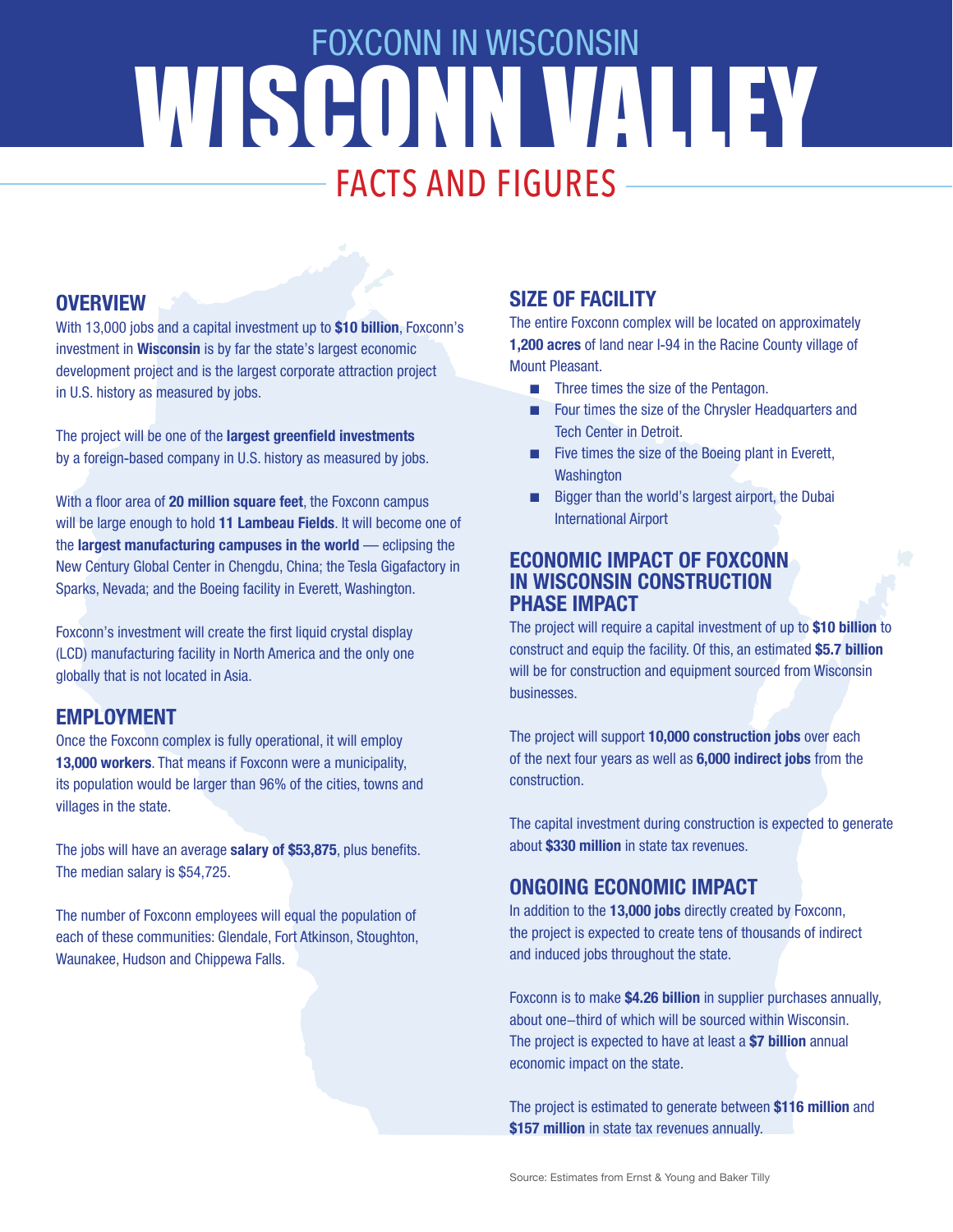FOXCONN IN WISCONSIN

# WISCONN VALLEY

## FACTS AND FIGURES

### OVERVIEW

With 13,000 jobs and a capital investment up to **$10 billion**, Foxconn's investment in **Wisconsin** is by far the state's largest economic development project and is the largest corporate attraction project in U.S. history as measured by jobs.

The project will be one of the **largest greenfield investments** by a foreign-based company in U.S. history as measured by jobs.

With a floor area of **20 million square feet**, the Foxconn campus will be large enough to hold **11 Lambeau Fields**. It will become one of the **largest manufacturing campuses in the world** — eclipsing the New Century Global Center in Chengdu, China; the Tesla Gigafactory in Sparks, Nevada; and the Boeing facility in Everett, Washington.

Foxconn's investment will create the first liquid crystal display (LCD) manufacturing facility in North America and the only one globally that is not located in Asia.

### EMPLOYMENT

Once the Foxconn complex is fully operational, it will employ **13,000 workers**. That means if Foxconn were a municipality, its population would be larger than 96% of the cities, towns and villages in the state.

The jobs will have an average **salary of $53,875**, plus benefits. The median salary is $54,725.

The number of Foxconn employees will equal the population of each of these communities: Glendale, Fort Atkinson, Stoughton, Waunakee, Hudson and Chippewa Falls.

### SIZE OF FACILITY

The entire Foxconn complex will be located on approximately **1,200 acres** of land near I-94 in the Racine County village of Mount Pleasant.

- Three times the size of the Pentagon.
- Four times the size of the Chrysler Headquarters and Tech Center in Detroit.
- Five times the size of the Boeing plant in Everett, Washington
- Bigger than the world's largest airport, the Dubai International Airport

### ECONOMIC IMPACT OF FOXCONN IN WISCONSIN CONSTRUCTION PHASE IMPACT

The project will require a capital investment of up to **$10 billion** to construct and equip the facility. Of this, an estimated **$5.7 billion** will be for construction and equipment sourced from Wisconsin businesses.

The project will support **10,000 construction jobs** over each of the next four years as well as **6,000 indirect jobs** from the construction.

The capital investment during construction is expected to generate about **$330 million** in state tax revenues.

### ONGOING ECONOMIC IMPACT

In addition to the **13,000 jobs** directly created by Foxconn, the project is expected to create tens of thousands of indirect and induced jobs throughout the state.

Foxconn is to make **$4.26 billion** in supplier purchases annually, about one–third of which will be sourced within Wisconsin. The project is expected to have at least a **$7 billion** annual economic impact on the state.

The project is estimated to generate between **$116 million** and **$157 million** in state tax revenues annually.

Source: Estimates from Ernst & Young and Baker Tilly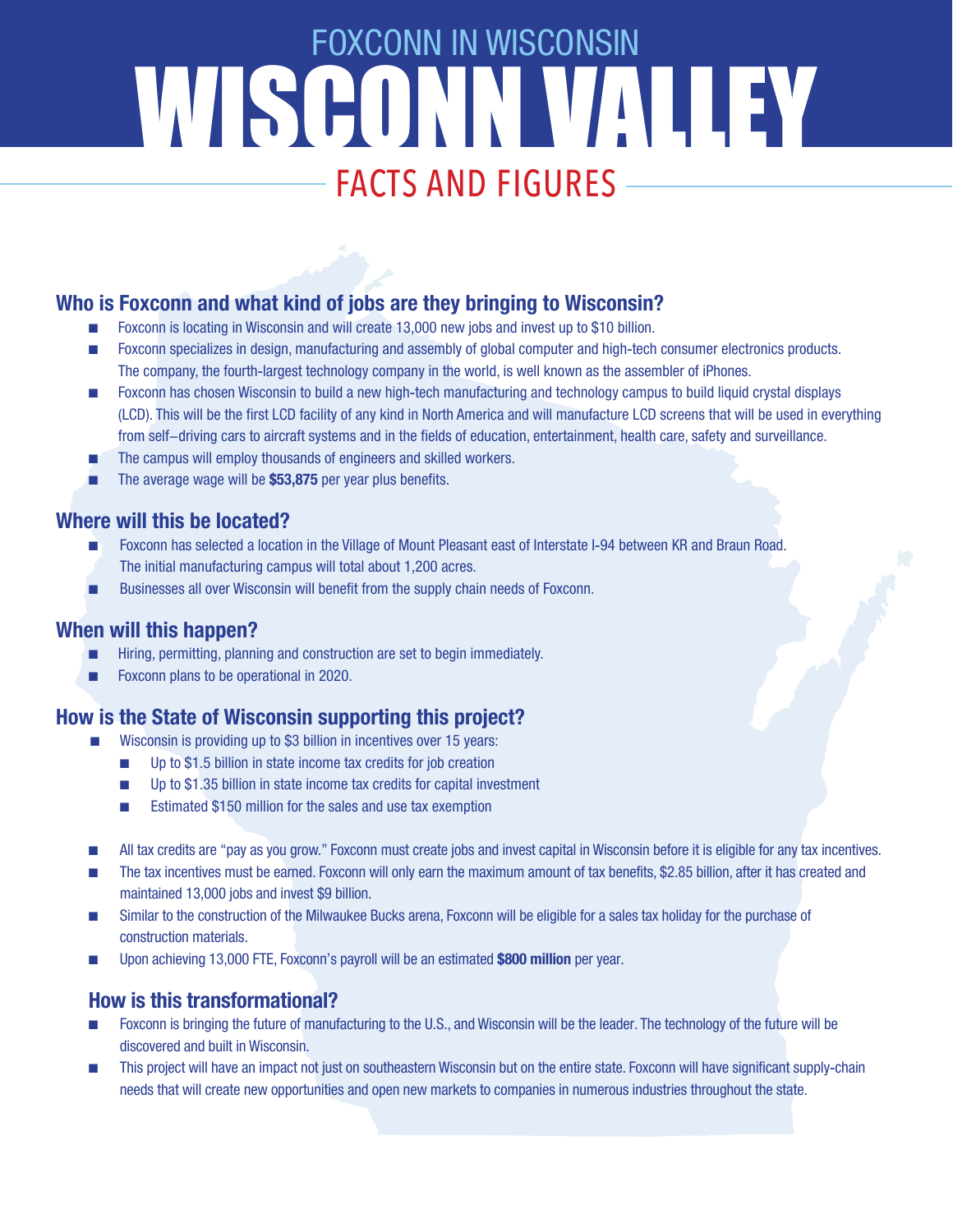# FOXCONN IN WISCONSIN

# WISCONN VALLEY

## FACTS AND FIGURES

### Who is Foxconn and what kind of jobs are they bringing to Wisconsin?

- Foxconn is locating in Wisconsin and will create 13,000 new jobs and invest up to $10 billion.
- Foxconn specializes in design, manufacturing and assembly of global computer and high-tech consumer electronics products. The company, the fourth-largest technology company in the world, is well known as the assembler of iPhones.
- Foxconn has chosen Wisconsin to build a new high-tech manufacturing and technology campus to build liquid crystal displays (LCD). This will be the first LCD facility of any kind in North America and will manufacture LCD screens that will be used in everything from self–driving cars to aircraft systems and in the fields of education, entertainment, health care, safety and surveillance.
- The campus will employ thousands of engineers and skilled workers.
- The average wage will be **$53,875** per year plus benefits.

### Where will this be located?

- Foxconn has selected a location in the Village of Mount Pleasant east of Interstate I-94 between KR and Braun Road. The initial manufacturing campus will total about 1,200 acres.
- Businesses all over Wisconsin will benefit from the supply chain needs of Foxconn.

### When will this happen?

- Hiring, permitting, planning and construction are set to begin immediately.
- Foxconn plans to be operational in 2020.

### How is the State of Wisconsin supporting this project?

- Wisconsin is providing up to $3 billion in incentives over 15 years:
  - Up to $1.5 billion in state income tax credits for job creation
  - Up to $1.35 billion in state income tax credits for capital investment
  - Estimated $150 million for the sales and use tax exemption

- All tax credits are "pay as you grow." Foxconn must create jobs and invest capital in Wisconsin before it is eligible for any tax incentives.
- The tax incentives must be earned. Foxconn will only earn the maximum amount of tax benefits, $2.85 billion, after it has created and maintained 13,000 jobs and invest $9 billion.
- Similar to the construction of the Milwaukee Bucks arena, Foxconn will be eligible for a sales tax holiday for the purchase of construction materials.
- Upon achieving 13,000 FTE, Foxconn's payroll will be an estimated **$800 million** per year.

### How is this transformational?

- Foxconn is bringing the future of manufacturing to the U.S., and Wisconsin will be the leader. The technology of the future will be discovered and built in Wisconsin.
- This project will have an impact not just on southeastern Wisconsin but on the entire state. Foxconn will have significant supply-chain needs that will create new opportunities and open new markets to companies in numerous industries throughout the state.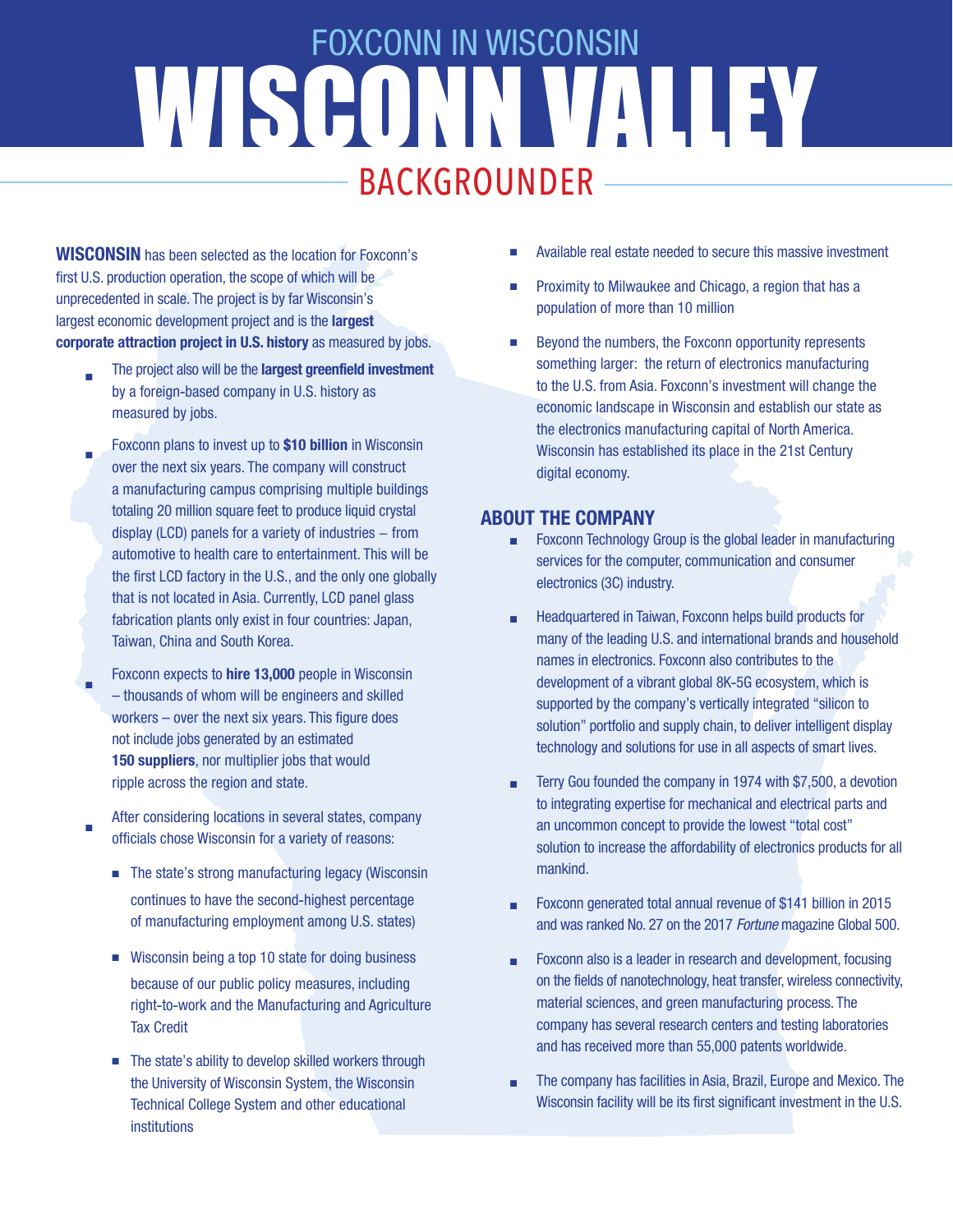# FOXCONN IN WISCONSIN

# WISCONN VALLEY

## BACKGROUNDER

**WISCONSIN** has been selected as the location for Foxconn's first U.S. production operation, the scope of which will be unprecedented in scale. The project is by far Wisconsin's largest economic development project and is the **largest corporate attraction project in U.S. history** as measured by jobs.

- The project also will be the **largest greenfield investment** by a foreign-based company in U.S. history as measured by jobs.
- Foxconn plans to invest up to **$10 billion** in Wisconsin over the next six years. The company will construct a manufacturing campus comprising multiple buildings totaling 20 million square feet to produce liquid crystal display (LCD) panels for a variety of industries – from automotive to health care to entertainment. This will be the first LCD factory in the U.S., and the only one globally that is not located in Asia. Currently, LCD panel glass fabrication plants only exist in four countries: Japan, Taiwan, China and South Korea.
- Foxconn expects to **hire 13,000** people in Wisconsin – thousands of whom will be engineers and skilled workers – over the next six years. This figure does not include jobs generated by an estimated **150 suppliers**, nor multiplier jobs that would ripple across the region and state.
- After considering locations in several states, company officials chose Wisconsin for a variety of reasons:
  - The state's strong manufacturing legacy (Wisconsin continues to have the second-highest percentage of manufacturing employment among U.S. states)
  - Wisconsin being a top 10 state for doing business because of our public policy measures, including right-to-work and the Manufacturing and Agriculture Tax Credit
  - The state's ability to develop skilled workers through the University of Wisconsin System, the Wisconsin Technical College System and other educational institutions
  - Available real estate needed to secure this massive investment
  - Proximity to Milwaukee and Chicago, a region that has a population of more than 10 million
- Beyond the numbers, the Foxconn opportunity represents something larger: the return of electronics manufacturing to the U.S. from Asia. Foxconn's investment will change the economic landscape in Wisconsin and establish our state as the electronics manufacturing capital of North America. Wisconsin has established its place in the 21st Century digital economy.

## ABOUT THE COMPANY

- Foxconn Technology Group is the global leader in manufacturing services for the computer, communication and consumer electronics (3C) industry.
- Headquartered in Taiwan, Foxconn helps build products for many of the leading U.S. and international brands and household names in electronics. Foxconn also contributes to the development of a vibrant global 8K-5G ecosystem, which is supported by the company's vertically integrated "silicon to solution" portfolio and supply chain, to deliver intelligent display technology and solutions for use in all aspects of smart lives.
- Terry Gou founded the company in 1974 with $7,500, a devotion to integrating expertise for mechanical and electrical parts and an uncommon concept to provide the lowest "total cost" solution to increase the affordability of electronics products for all mankind.
- Foxconn generated total annual revenue of $141 billion in 2015 and was ranked No. 27 on the 2017 *Fortune* magazine Global 500.
- Foxconn also is a leader in research and development, focusing on the fields of nanotechnology, heat transfer, wireless connectivity, material sciences, and green manufacturing process. The company has several research centers and testing laboratories and has received more than 55,000 patents worldwide.
- The company has facilities in Asia, Brazil, Europe and Mexico. The Wisconsin facility will be its first significant investment in the U.S.